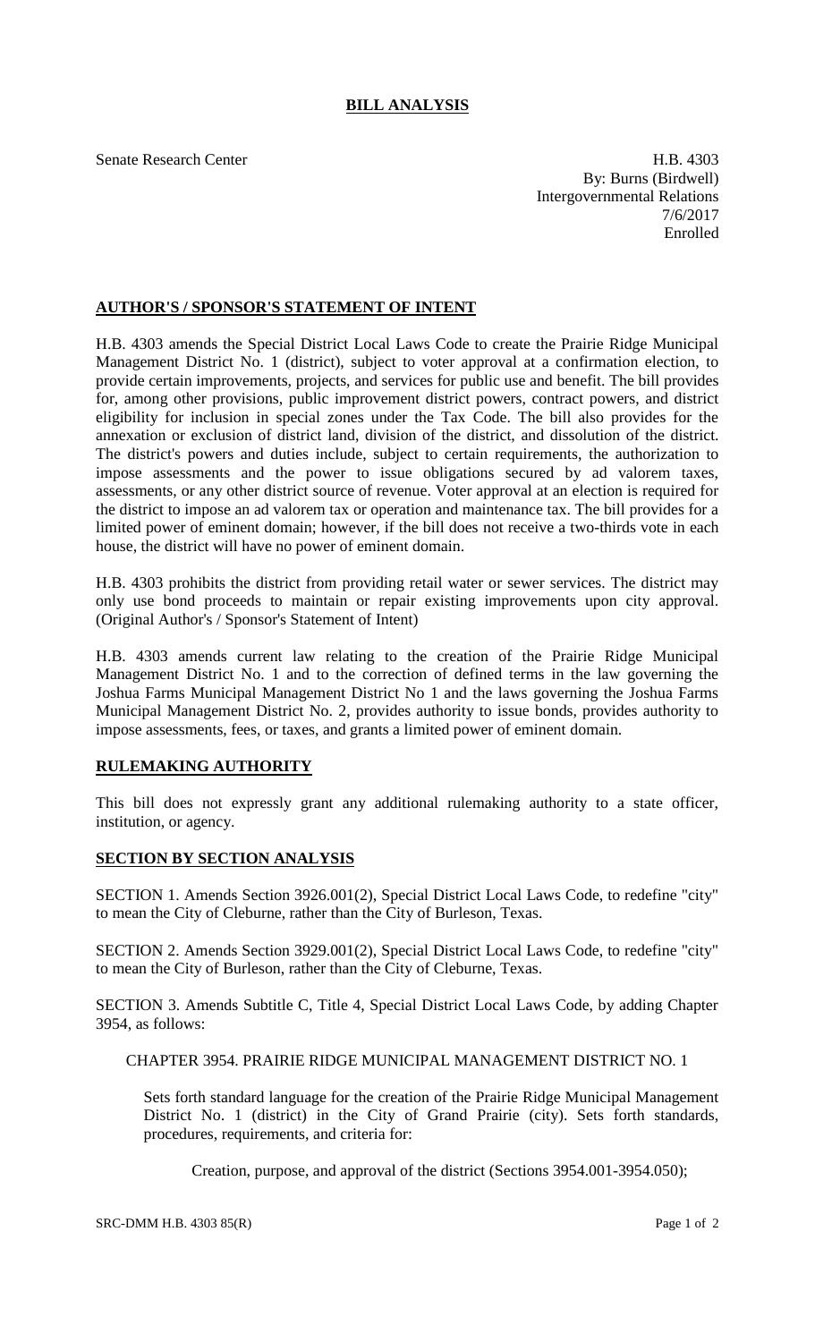# BILL ANALYSIS

Senate Research Center

H.B. 4303
By: Burns (Birdwell)
Intergovernmental Relations
7/6/2017
Enrolled

## AUTHOR'S / SPONSOR'S STATEMENT OF INTENT

H.B. 4303 amends the Special District Local Laws Code to create the Prairie Ridge Municipal Management District No. 1 (district), subject to voter approval at a confirmation election, to provide certain improvements, projects, and services for public use and benefit. The bill provides for, among other provisions, public improvement district powers, contract powers, and district eligibility for inclusion in special zones under the Tax Code. The bill also provides for the annexation or exclusion of district land, division of the district, and dissolution of the district. The district's powers and duties include, subject to certain requirements, the authorization to impose assessments and the power to issue obligations secured by ad valorem taxes, assessments, or any other district source of revenue. Voter approval at an election is required for the district to impose an ad valorem tax or operation and maintenance tax. The bill provides for a limited power of eminent domain; however, if the bill does not receive a two-thirds vote in each house, the district will have no power of eminent domain.

H.B. 4303 prohibits the district from providing retail water or sewer services. The district may only use bond proceeds to maintain or repair existing improvements upon city approval. (Original Author's / Sponsor's Statement of Intent)

H.B. 4303 amends current law relating to the creation of the Prairie Ridge Municipal Management District No. 1 and to the correction of defined terms in the law governing the Joshua Farms Municipal Management District No 1 and the laws governing the Joshua Farms Municipal Management District No. 2, provides authority to issue bonds, provides authority to impose assessments, fees, or taxes, and grants a limited power of eminent domain.

## RULEMAKING AUTHORITY

This bill does not expressly grant any additional rulemaking authority to a state officer, institution, or agency.

## SECTION BY SECTION ANALYSIS

SECTION 1. Amends Section 3926.001(2), Special District Local Laws Code, to redefine "city" to mean the City of Cleburne, rather than the City of Burleson, Texas.

SECTION 2. Amends Section 3929.001(2), Special District Local Laws Code, to redefine "city" to mean the City of Burleson, rather than the City of Cleburne, Texas.

SECTION 3. Amends Subtitle C, Title 4, Special District Local Laws Code, by adding Chapter 3954, as follows:

CHAPTER 3954. PRAIRIE RIDGE MUNICIPAL MANAGEMENT DISTRICT NO. 1

Sets forth standard language for the creation of the Prairie Ridge Municipal Management District No. 1 (district) in the City of Grand Prairie (city). Sets forth standards, procedures, requirements, and criteria for:

Creation, purpose, and approval of the district (Sections 3954.001-3954.050);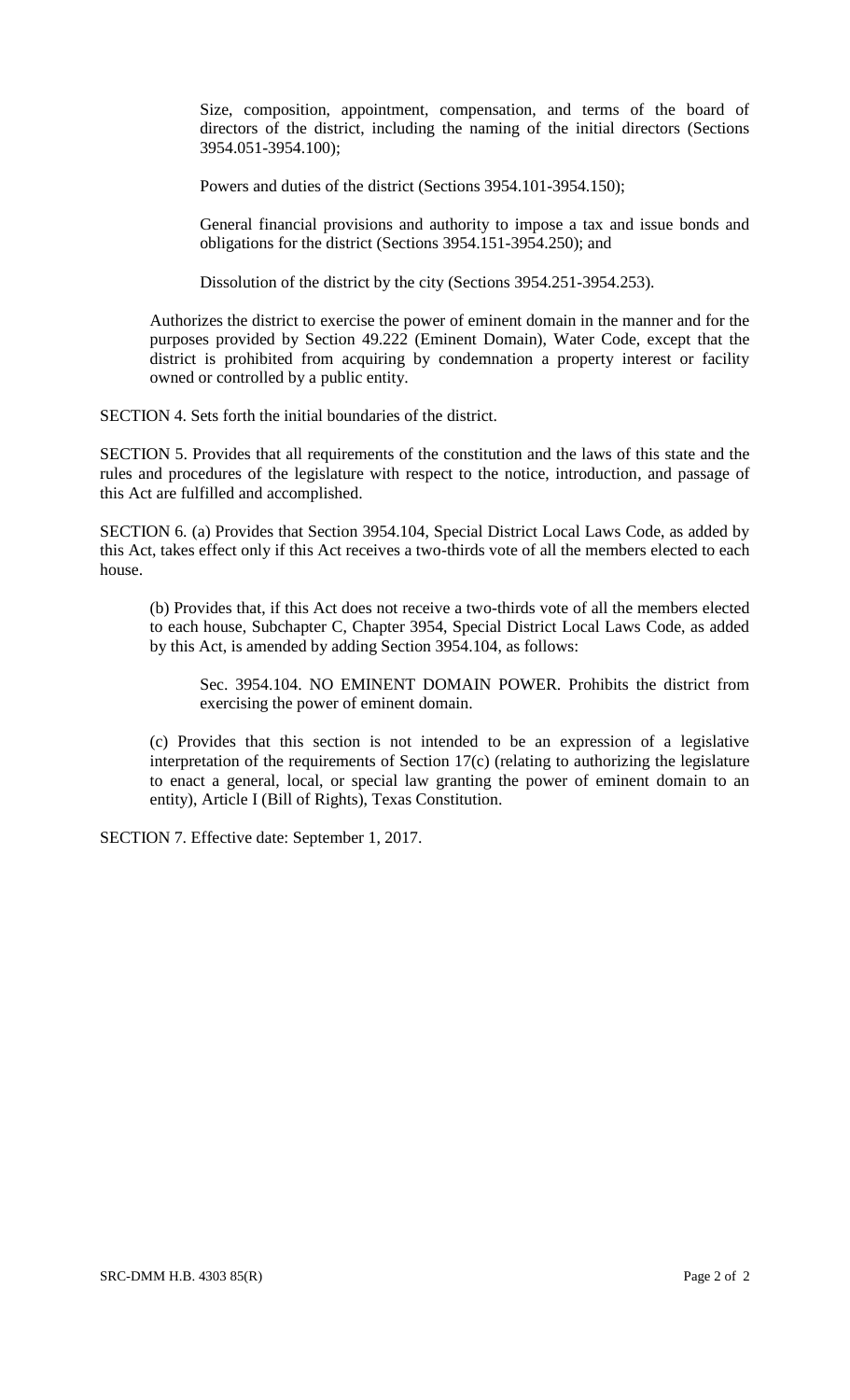Size, composition, appointment, compensation, and terms of the board of directors of the district, including the naming of the initial directors (Sections 3954.051-3954.100);

Powers and duties of the district (Sections 3954.101-3954.150);

General financial provisions and authority to impose a tax and issue bonds and obligations for the district (Sections 3954.151-3954.250); and

Dissolution of the district by the city (Sections 3954.251-3954.253).

Authorizes the district to exercise the power of eminent domain in the manner and for the purposes provided by Section 49.222 (Eminent Domain), Water Code, except that the district is prohibited from acquiring by condemnation a property interest or facility owned or controlled by a public entity.

SECTION 4. Sets forth the initial boundaries of the district.

SECTION 5. Provides that all requirements of the constitution and the laws of this state and the rules and procedures of the legislature with respect to the notice, introduction, and passage of this Act are fulfilled and accomplished.

SECTION 6. (a) Provides that Section 3954.104, Special District Local Laws Code, as added by this Act, takes effect only if this Act receives a two-thirds vote of all the members elected to each house.

(b) Provides that, if this Act does not receive a two-thirds vote of all the members elected to each house, Subchapter C, Chapter 3954, Special District Local Laws Code, as added by this Act, is amended by adding Section 3954.104, as follows:

Sec. 3954.104. NO EMINENT DOMAIN POWER. Prohibits the district from exercising the power of eminent domain.

(c) Provides that this section is not intended to be an expression of a legislative interpretation of the requirements of Section 17(c) (relating to authorizing the legislature to enact a general, local, or special law granting the power of eminent domain to an entity), Article I (Bill of Rights), Texas Constitution.

SECTION 7. Effective date: September 1, 2017.

SRC-DMM H.B. 4303 85(R)